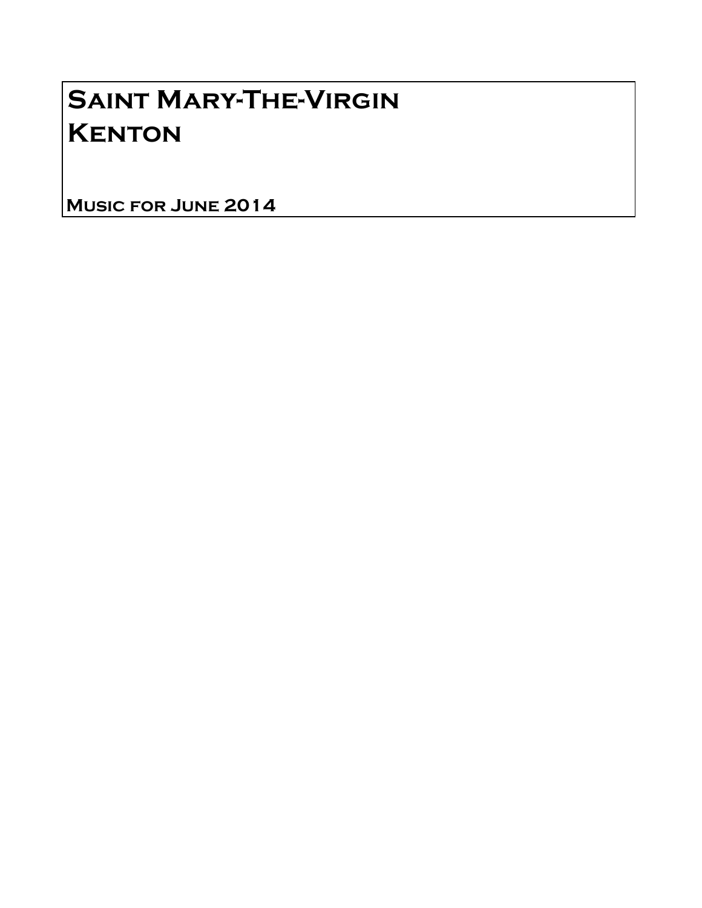# Saint Mary-The-Virgin
# Kenton

## Music for June 2014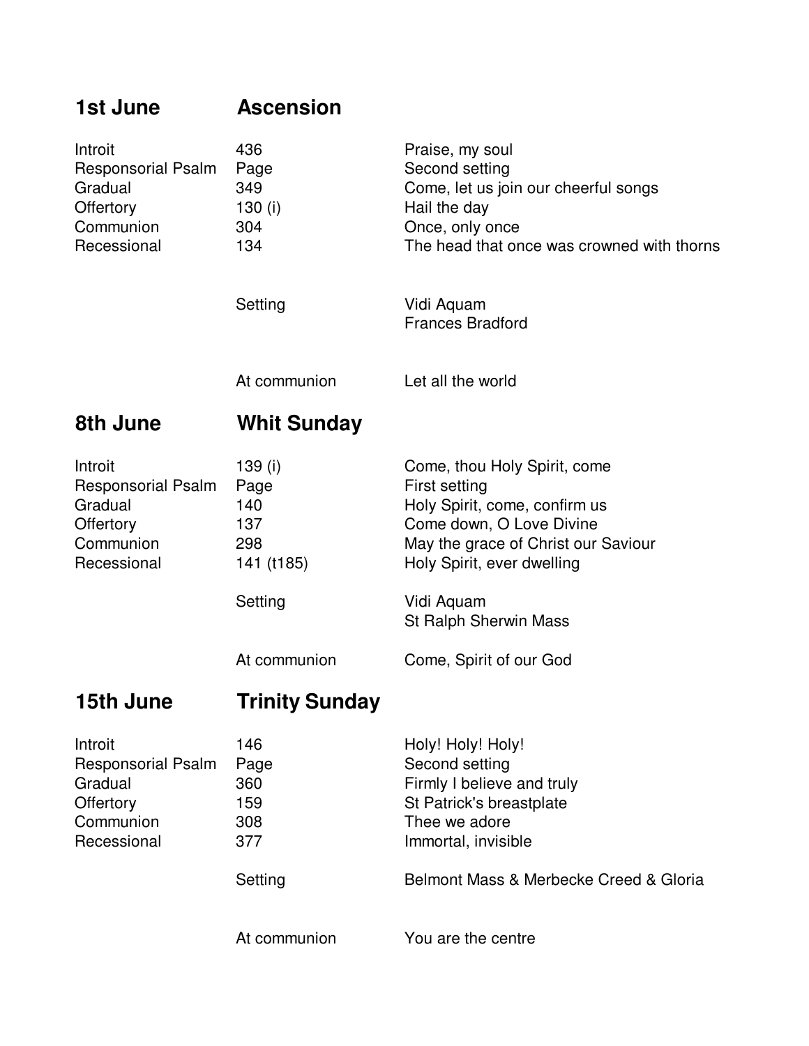## 1st June — Ascension

| | | |
|---|---|---|
| Introit | 436 | Praise, my soul |
| Responsorial Psalm | Page | Second setting |
| Gradual | 349 | Come, let us join our cheerful songs |
| Offertory | 130 (i) | Hail the day |
| Communion | 304 | Once, only once |
| Recessional | 134 | The head that once was crowned with thorns |
| | Setting | Vidi Aquam<br>Frances Bradford |
| | At communion | Let all the world |

## 8th June — Whit Sunday

| | | |
|---|---|---|
| Introit | 139 (i) | Come, thou Holy Spirit, come |
| Responsorial Psalm | Page | First setting |
| Gradual | 140 | Holy Spirit, come, confirm us |
| Offertory | 137 | Come down, O Love Divine |
| Communion | 298 | May the grace of Christ our Saviour |
| Recessional | 141 (t185) | Holy Spirit, ever dwelling |
| | Setting | Vidi Aquam<br>St Ralph Sherwin Mass |
| | At communion | Come, Spirit of our God |

## 15th June — Trinity Sunday

| | | |
|---|---|---|
| Introit | 146 | Holy! Holy! Holy! |
| Responsorial Psalm | Page | Second setting |
| Gradual | 360 | Firmly I believe and truly |
| Offertory | 159 | St Patrick's breastplate |
| Communion | 308 | Thee we adore |
| Recessional | 377 | Immortal, invisible |
| | Setting | Belmont Mass & Merbecke Creed & Gloria |
| | At communion | You are the centre |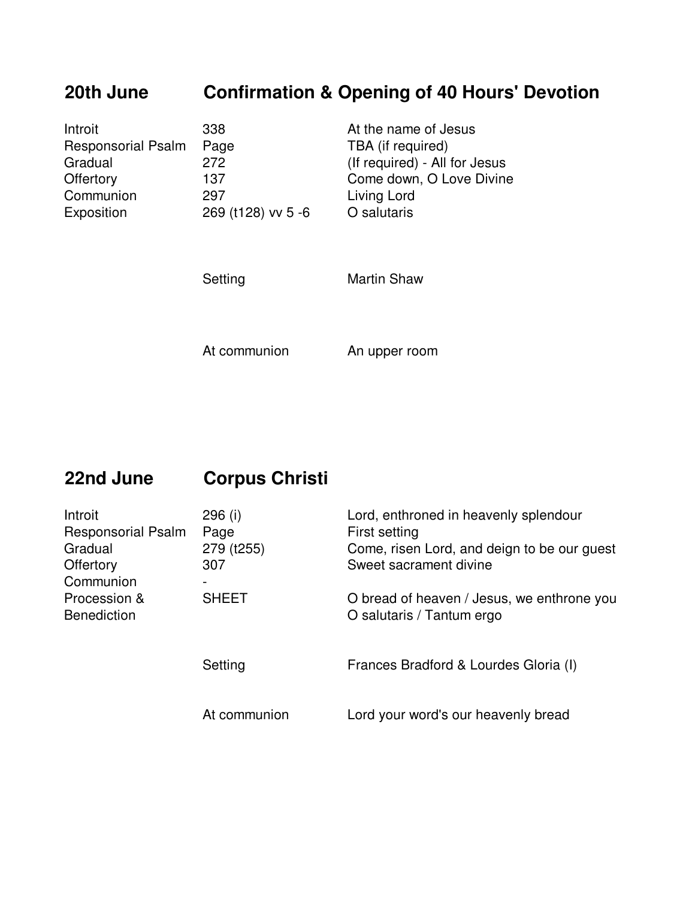## 20th June — Confirmation & Opening of 40 Hours' Devotion

| | | |
|---|---|---|
| Introit | 338 | At the name of Jesus |
| Responsorial Psalm | Page | TBA (if required) |
| Gradual | 272 | (If required) - All for Jesus |
| Offertory | 137 | Come down, O Love Divine |
| Communion | 297 | Living Lord |
| Exposition | 269 (t128) vv 5 -6 | O salutaris |
| | Setting | Martin Shaw |
| | At communion | An upper room |

## 22nd June — Corpus Christi

| | | |
|---|---|---|
| Introit | 296 (i) | Lord, enthroned in heavenly splendour |
| Responsorial Psalm | Page | First setting |
| Gradual | 279 (t255) | Come, risen Lord, and deign to be our guest |
| Offertory | 307 | Sweet sacrament divine |
| Communion | - | |
| Procession & Benediction | SHEET | O bread of heaven / Jesus, we enthrone you<br>O salutaris / Tantum ergo |
| | Setting | Frances Bradford & Lourdes Gloria (I) |
| | At communion | Lord your word's our heavenly bread |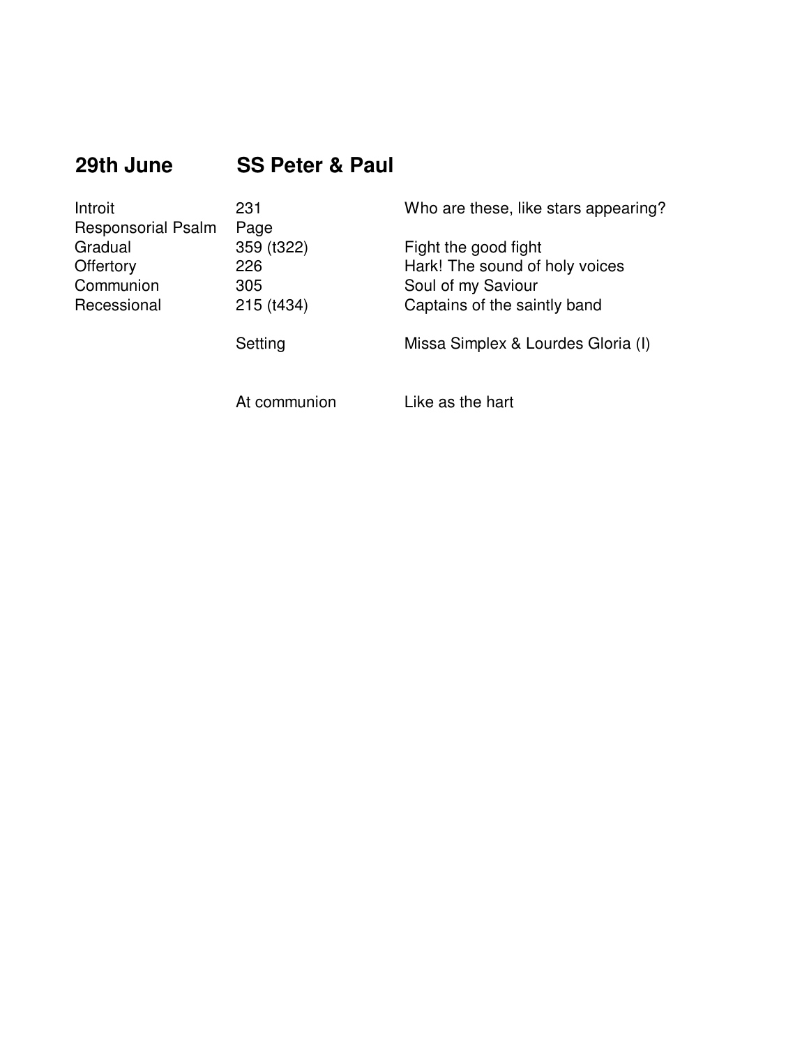## 29th June SS Peter & Paul

| | | |
|---|---|---|
| Introit | 231 | Who are these, like stars appearing? |
| Responsorial Psalm | Page | |
| Gradual | 359 (t322) | Fight the good fight |
| Offertory | 226 | Hark! The sound of holy voices |
| Communion | 305 | Soul of my Saviour |
| Recessional | 215 (t434) | Captains of the saintly band |
| | Setting | Missa Simplex & Lourdes Gloria (I) |
| | At communion | Like as the hart |